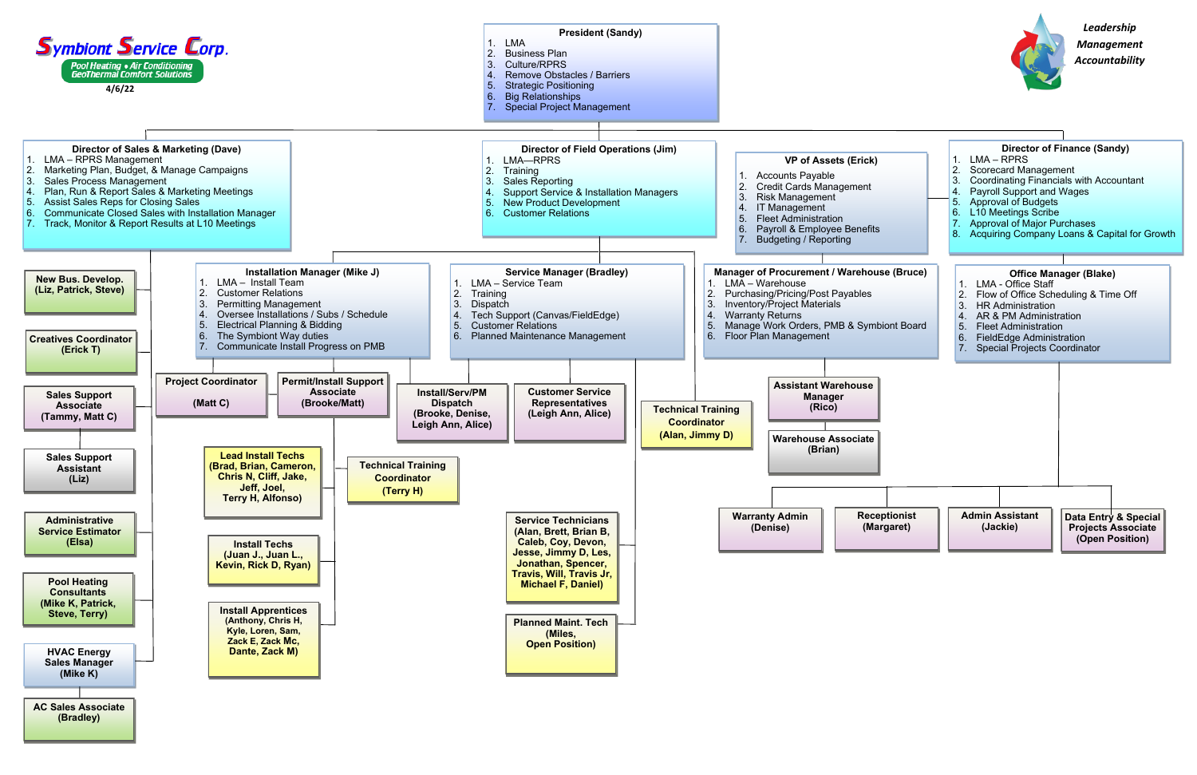# Symbiont Service Corp.

Pool Heating • Air Conditioning
GeoThermal Comfort Solutions

4/6/22

*Leadership*
*Management*
*Accountability*

## President (Sandy)

1. LMA
2. Business Plan
3. Culture/RPRS
4. Remove Obstacles / Barriers
5. Strategic Positioning
6. Big Relationships
7. Special Project Management

## Director of Sales & Marketing (Dave)

1. LMA – RPRS Management
2. Marketing Plan, Budget, & Manage Campaigns
3. Sales Process Management
4. Plan, Run & Report Sales & Marketing Meetings
5. Assist Sales Reps for Closing Sales
6. Communicate Closed Sales with Installation Manager
7. Track, Monitor & Report Results at L10 Meetings

- **New Bus. Develop.** (Liz, Patrick, Steve)
- **Creatives Coordinator** (Erick T)
- **Sales Support Associate** (Tammy, Matt C)
- **Sales Support Assistant** (Liz)
- **Administrative Service Estimator** (Elsa)
- **Pool Heating Consultants** (Mike K, Patrick, Steve, Terry)
- **HVAC Energy Sales Manager** (Mike K)
- **AC Sales Associate** (Bradley)

## Director of Field Operations (Jim)

1. LMA—RPRS
2. Training
3. Sales Reporting
4. Support Service & Installation Managers
5. New Product Development
6. Customer Relations

### Installation Manager (Mike J)

1. LMA – Install Team
2. Customer Relations
3. Permitting Management
4. Oversee Installations / Subs / Schedule
5. Electrical Planning & Bidding
6. The Symbiont Way duties
7. Communicate Install Progress on PMB

- **Project Coordinator** (Matt C)
- **Permit/Install Support Associate** (Brooke/Matt)
- **Lead Install Techs** (Brad, Brian, Cameron, Chris N, Cliff, Jake, Jeff, Joel, Terry H, Alfonso)
- **Technical Training Coordinator** (Terry H)
- **Install Techs** (Juan J., Juan L., Kevin, Rick D, Ryan)
- **Install Apprentices** (Anthony, Chris H, Kyle, Loren, Sam, Zack E, Zack Mc, Dante, Zack M)
- **Install/Serv/PM Dispatch** (Brooke, Denise, Leigh Ann, Alice)

### Service Manager (Bradley)

1. LMA – Service Team
2. Training
3. Dispatch
4. Tech Support (Canvas/FieldEdge)
5. Customer Relations
6. Planned Maintenance Management

- **Customer Service Representatives** (Leigh Ann, Alice)
- **Technical Training Coordinator** (Alan, Jimmy D)
- **Service Technicians** (Alan, Brett, Brian B, Caleb, Coy, Devon, Jesse, Jimmy D, Les, Jonathan, Spencer, Travis, Will, Travis Jr, Michael F, Daniel)
- **Planned Maint. Tech** (Miles, Open Position)

## VP of Assets (Erick)

1. Accounts Payable
2. Credit Cards Management
3. Risk Management
4. IT Management
5. Fleet Administration
6. Payroll & Employee Benefits
7. Budgeting / Reporting

### Manager of Procurement / Warehouse (Bruce)

1. LMA – Warehouse
2. Purchasing/Pricing/Post Payables
3. Inventory/Project Materials
4. Warranty Returns
5. Manage Work Orders, PMB & Symbiont Board
6. Floor Plan Management

- **Assistant Warehouse Manager** (Rico)
- **Warehouse Associate** (Brian)

## Director of Finance (Sandy)

1. LMA – RPRS
2. Scorecard Management
3. Coordinating Financials with Accountant
4. Payroll Support and Wages
5. Approval of Budgets
6. L10 Meetings Scribe
7. Approval of Major Purchases
8. Acquiring Company Loans & Capital for Growth

### Office Manager (Blake)

1. LMA - Office Staff
2. Flow of Office Scheduling & Time Off
3. HR Administration
4. AR & PM Administration
5. Fleet Administration
6. FieldEdge Administration
7. Special Projects Coordinator

- **Warranty Admin** (Denise)
- **Receptionist** (Margaret)
- **Admin Assistant** (Jackie)
- **Data Entry & Special Projects Associate** (Open Position)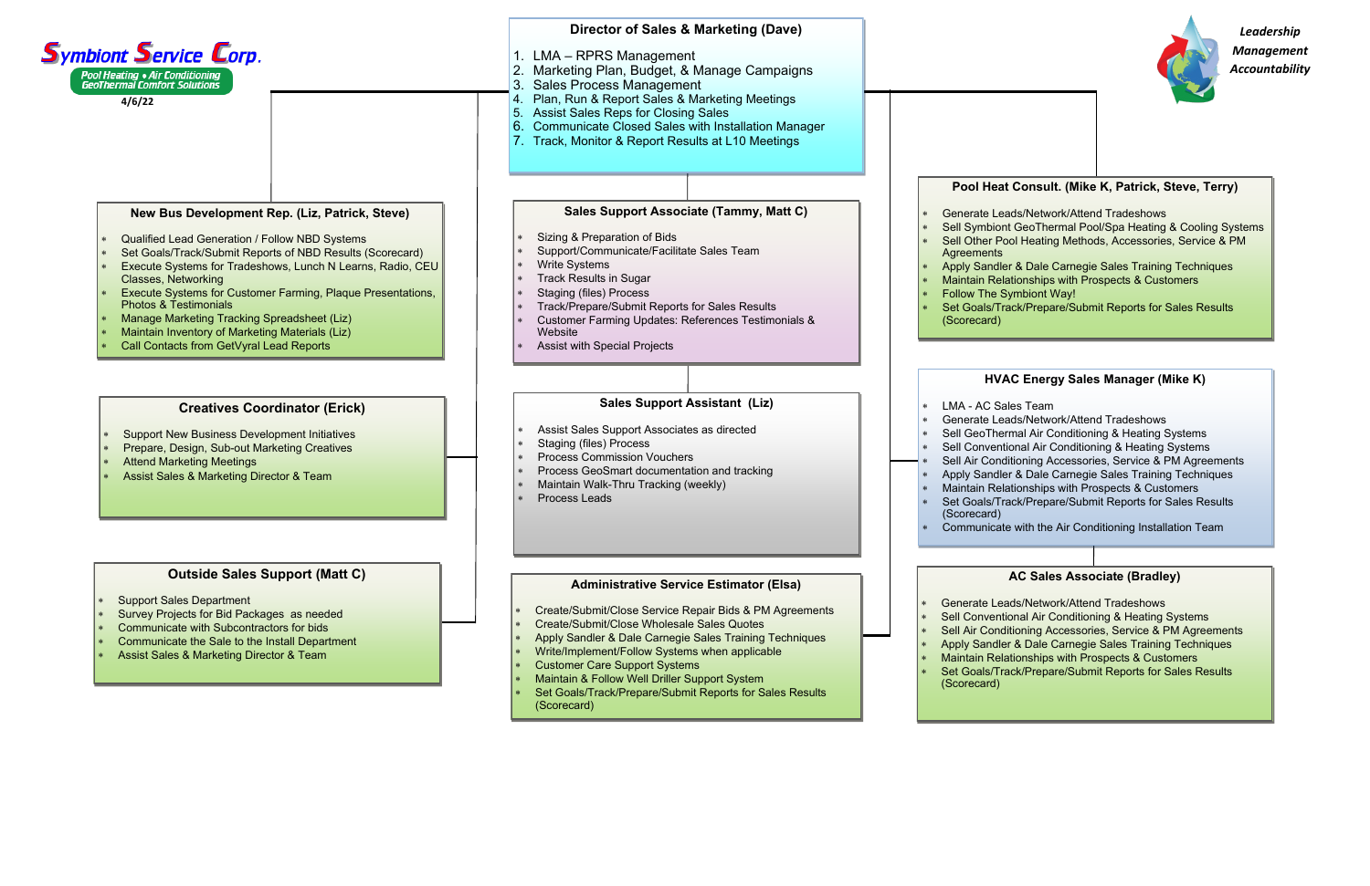**Symbiont Service Corp.**

Pool Heating • Air Conditioning
GeoThermal Comfort Solutions

4/6/22

*Leadership*
*Management*
*Accountability*

## Director of Sales & Marketing (Dave)

1. LMA – RPRS Management
2. Marketing Plan, Budget, & Manage Campaigns
3. Sales Process Management
4. Plan, Run & Report Sales & Marketing Meetings
5. Assist Sales Reps for Closing Sales
6. Communicate Closed Sales with Installation Manager
7. Track, Monitor & Report Results at L10 Meetings

### New Bus Development Rep. (Liz, Patrick, Steve)

- Qualified Lead Generation / Follow NBD Systems
- Set Goals/Track/Submit Reports of NBD Results (Scorecard)
- Execute Systems for Tradeshows, Lunch N Learns, Radio, CEU Classes, Networking
- Execute Systems for Customer Farming, Plaque Presentations, Photos & Testimonials
- Manage Marketing Tracking Spreadsheet (Liz)
- Maintain Inventory of Marketing Materials (Liz)
- Call Contacts from GetVyral Lead Reports

### Creatives Coordinator (Erick)

- Support New Business Development Initiatives
- Prepare, Design, Sub-out Marketing Creatives
- Attend Marketing Meetings
- Assist Sales & Marketing Director & Team

### Outside Sales Support (Matt C)

- Support Sales Department
- Survey Projects for Bid Packages as needed
- Communicate with Subcontractors for bids
- Communicate the Sale to the Install Department
- Assist Sales & Marketing Director & Team

### Sales Support Associate (Tammy, Matt C)

- Sizing & Preparation of Bids
- Support/Communicate/Facilitate Sales Team
- Write Systems
- Track Results in Sugar
- Staging (files) Process
- Track/Prepare/Submit Reports for Sales Results
- Customer Farming Updates: References Testimonials & Website
- Assist with Special Projects

### Sales Support Assistant (Liz)

- Assist Sales Support Associates as directed
- Staging (files) Process
- Process Commission Vouchers
- Process GeoSmart documentation and tracking
- Maintain Walk-Thru Tracking (weekly)
- Process Leads

### Administrative Service Estimator (Elsa)

- Create/Submit/Close Service Repair Bids & PM Agreements
- Create/Submit/Close Wholesale Sales Quotes
- Apply Sandler & Dale Carnegie Sales Training Techniques
- Write/Implement/Follow Systems when applicable
- Customer Care Support Systems
- Maintain & Follow Well Driller Support System
- Set Goals/Track/Prepare/Submit Reports for Sales Results (Scorecard)

### Pool Heat Consult. (Mike K, Patrick, Steve, Terry)

- Generate Leads/Network/Attend Tradeshows
- Sell Symbiont GeoThermal Pool/Spa Heating & Cooling Systems
- Sell Other Pool Heating Methods, Accessories, Service & PM Agreements
- Apply Sandler & Dale Carnegie Sales Training Techniques
- Maintain Relationships with Prospects & Customers
- Follow The Symbiont Way!
- Set Goals/Track/Prepare/Submit Reports for Sales Results (Scorecard)

### HVAC Energy Sales Manager (Mike K)

- LMA - AC Sales Team
- Generate Leads/Network/Attend Tradeshows
- Sell GeoThermal Air Conditioning & Heating Systems
- Sell Conventional Air Conditioning & Heating Systems
- Sell Air Conditioning Accessories, Service & PM Agreements
- Apply Sandler & Dale Carnegie Sales Training Techniques
- Maintain Relationships with Prospects & Customers
- Set Goals/Track/Prepare/Submit Reports for Sales Results (Scorecard)
- Communicate with the Air Conditioning Installation Team

### AC Sales Associate (Bradley)

- Generate Leads/Network/Attend Tradeshows
- Sell Conventional Air Conditioning & Heating Systems
- Sell Air Conditioning Accessories, Service & PM Agreements
- Apply Sandler & Dale Carnegie Sales Training Techniques
- Maintain Relationships with Prospects & Customers
- Set Goals/Track/Prepare/Submit Reports for Sales Results (Scorecard)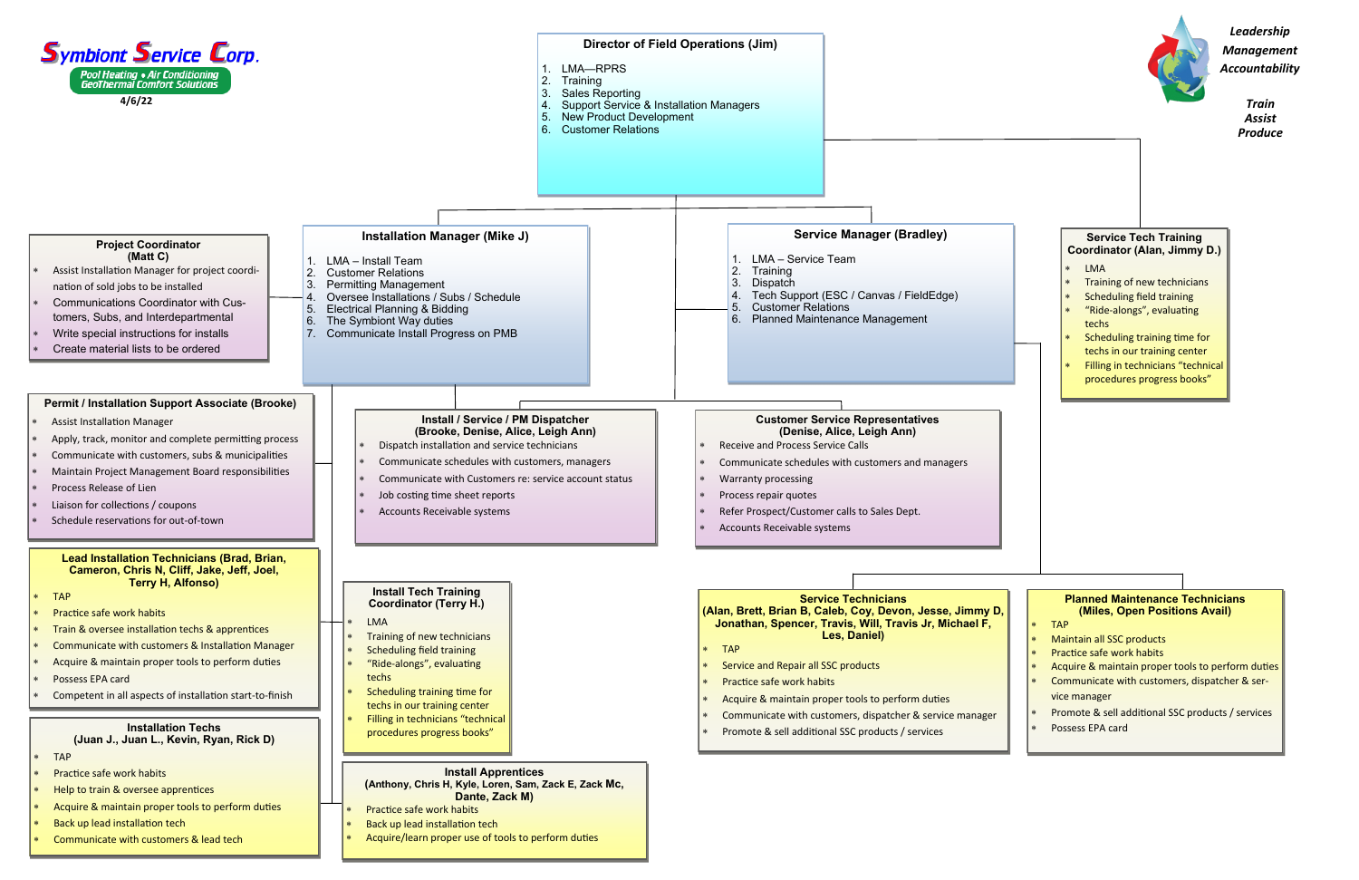**Symbiont Service Corp.**

Pool Heating • Air Conditioning
GeoThermal Comfort Solutions

4/6/22

*Leadership*
*Management*
*Accountability*

*Train*
*Assist*
*Produce*

## Director of Field Operations (Jim)

1. LMA—RPRS
2. Training
3. Sales Reporting
4. Support Service & Installation Managers
5. New Product Development
6. Customer Relations

## Installation Manager (Mike J)

1. LMA – Install Team
2. Customer Relations
3. Permitting Management
4. Oversee Installations / Subs / Schedule
5. Electrical Planning & Bidding
6. The Symbiont Way duties
7. Communicate Install Progress on PMB

### Project Coordinator (Matt C)

- Assist Installation Manager for project coordination of sold jobs to be installed
- Communications Coordinator with Customers, Subs, and Interdepartmental
- Write special instructions for installs
- Create material lists to be ordered

### Permit / Installation Support Associate (Brooke)

- Assist Installation Manager
- Apply, track, monitor and complete permitting process
- Communicate with customers, subs & municipalities
- Maintain Project Management Board responsibilities
- Process Release of Lien
- Liaison for collections / coupons
- Schedule reservations for out-of-town

### Lead Installation Technicians (Brad, Brian, Cameron, Chris N, Cliff, Jake, Jeff, Joel, Terry H, Alfonso)

- TAP
- Practice safe work habits
- Train & oversee installation techs & apprentices
- Communicate with customers & Installation Manager
- Acquire & maintain proper tools to perform duties
- Possess EPA card
- Competent in all aspects of installation start-to-finish

### Installation Techs (Juan J., Juan L., Kevin, Ryan, Rick D)

- TAP
- Practice safe work habits
- Help to train & oversee apprentices
- Acquire & maintain proper tools to perform duties
- Back up lead installation tech
- Communicate with customers & lead tech

### Install Tech Training Coordinator (Terry H.)

- LMA
- Training of new technicians
- Scheduling field training
- "Ride-alongs", evaluating techs
- Scheduling training time for techs in our training center
- Filling in technicians "technical procedures progress books"

### Install Apprentices (Anthony, Chris H, Kyle, Loren, Sam, Zack E, Zack Mc, Dante, Zack M)

- Practice safe work habits
- Back up lead installation tech
- Acquire/learn proper use of tools to perform duties

### Install / Service / PM Dispatcher (Brooke, Denise, Alice, Leigh Ann)

- Dispatch installation and service technicians
- Communicate schedules with customers, managers
- Communicate with Customers re: service account status
- Job costing time sheet reports
- Accounts Receivable systems

### Customer Service Representatives (Denise, Alice, Leigh Ann)

- Receive and Process Service Calls
- Communicate schedules with customers and managers
- Warranty processing
- Process repair quotes
- Refer Prospect/Customer calls to Sales Dept.
- Accounts Receivable systems

## Service Manager (Bradley)

1. LMA – Service Team
2. Training
3. Dispatch
4. Tech Support (ESC / Canvas / FieldEdge)
5. Customer Relations
6. Planned Maintenance Management

### Service Technicians (Alan, Brett, Brian B, Caleb, Coy, Devon, Jesse, Jimmy D, Jonathan, Spencer, Travis, Will, Travis Jr, Michael F, Les, Daniel)

- TAP
- Service and Repair all SSC products
- Practice safe work habits
- Acquire & maintain proper tools to perform duties
- Communicate with customers, dispatcher & service manager
- Promote & sell additional SSC products / services

### Planned Maintenance Technicians (Miles, Open Positions Avail)

- TAP
- Maintain all SSC products
- Practice safe work habits
- Acquire & maintain proper tools to perform duties
- Communicate with customers, dispatcher & service manager
- Promote & sell additional SSC products / services
- Possess EPA card

## Service Tech Training Coordinator (Alan, Jimmy D.)

- LMA
- Training of new technicians
- Scheduling field training
- "Ride-alongs", evaluating techs
- Scheduling training time for techs in our training center
- Filling in technicians "technical procedures progress books"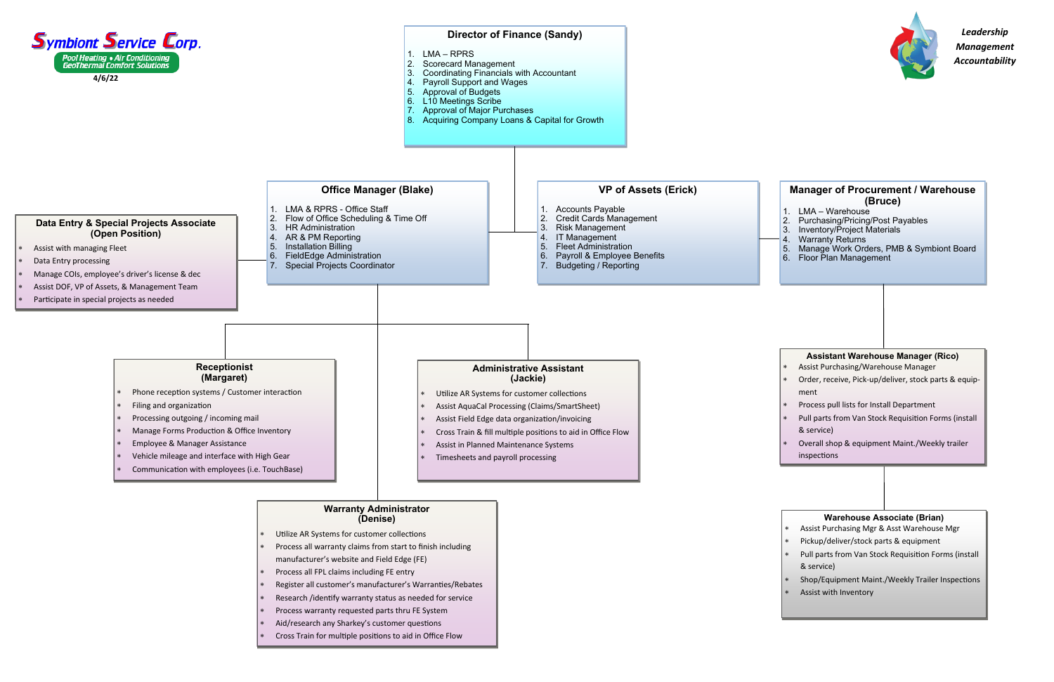**Symbiont Service Corp.**

Pool Heating • Air Conditioning
GeoThermal Comfort Solutions

4/6/22

*Leadership*
*Management*
*Accountability*

### Director of Finance (Sandy)

1. LMA – RPRS
2. Scorecard Management
3. Coordinating Financials with Accountant
4. Payroll Support and Wages
5. Approval of Budgets
6. L10 Meetings Scribe
7. Approval of Major Purchases
8. Acquiring Company Loans & Capital for Growth

### Office Manager (Blake)

1. LMA & RPRS - Office Staff
2. Flow of Office Scheduling & Time Off
3. HR Administration
4. AR & PM Reporting
5. Installation Billing
6. FieldEdge Administration
7. Special Projects Coordinator

### VP of Assets (Erick)

1. Accounts Payable
2. Credit Cards Management
3. Risk Management
4. IT Management
5. Fleet Administration
6. Payroll & Employee Benefits
7. Budgeting / Reporting

### Manager of Procurement / Warehouse (Bruce)

1. LMA – Warehouse
2. Purchasing/Pricing/Post Payables
3. Inventory/Project Materials
4. Warranty Returns
5. Manage Work Orders, PMB & Symbiont Board
6. Floor Plan Management

### Data Entry & Special Projects Associate (Open Position)

- Assist with managing Fleet
- Data Entry processing
- Manage COIs, employee's driver's license & dec
- Assist DOF, VP of Assets, & Management Team
- Participate in special projects as needed

### Receptionist (Margaret)

- Phone reception systems / Customer interaction
- Filing and organization
- Processing outgoing / incoming mail
- Manage Forms Production & Office Inventory
- Employee & Manager Assistance
- Vehicle mileage and interface with High Gear
- Communication with employees (i.e. TouchBase)

### Administrative Assistant (Jackie)

- Utilize AR Systems for customer collections
- Assist AquaCal Processing (Claims/SmartSheet)
- Assist Field Edge data organization/invoicing
- Cross Train & fill multiple positions to aid in Office Flow
- Assist in Planned Maintenance Systems
- Timesheets and payroll processing

### Warranty Administrator (Denise)

- Utilize AR Systems for customer collections
- Process all warranty claims from start to finish including manufacturer's website and Field Edge (FE)
- Process all FPL claims including FE entry
- Register all customer's manufacturer's Warranties/Rebates
- Research /identify warranty status as needed for service
- Process warranty requested parts thru FE System
- Aid/research any Sharkey's customer questions
- Cross Train for multiple positions to aid in Office Flow

### Assistant Warehouse Manager (Rico)

- Assist Purchasing/Warehouse Manager
- Order, receive, Pick-up/deliver, stock parts & equipment
- Process pull lists for Install Department
- Pull parts from Van Stock Requisition Forms (install & service)
- Overall shop & equipment Maint./Weekly trailer inspections

### Warehouse Associate (Brian)

- Assist Purchasing Mgr & Asst Warehouse Mgr
- Pickup/deliver/stock parts & equipment
- Pull parts from Van Stock Requisition Forms (install & service)
- Shop/Equipment Maint./Weekly Trailer Inspections
- Assist with Inventory